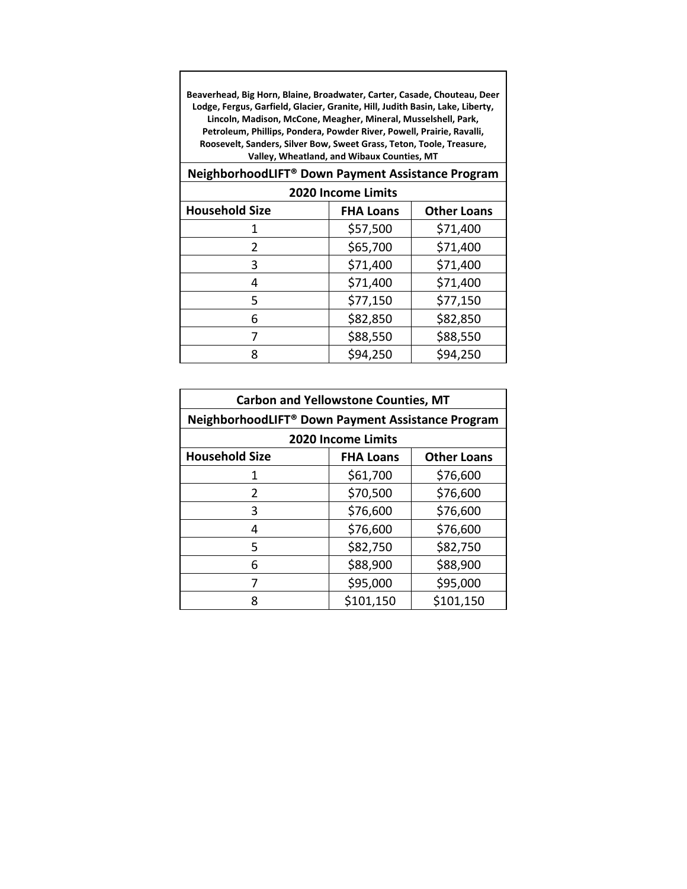| Beaverhead, Big Horn, Blaine, Broadwater, Carter, Casade, Chouteau, Deer Lodge, Fergus, Garfield, Glacier, Granite, Hill, Judith Basin, Lake, Liberty, Lincoln, Madison, McCone, Meagher, Mineral, Musselshell, Park, Petroleum, Phillips, Pondera, Powder River, Powell, Prairie, Ravalli, Roosevelt, Sanders, Silver Bow, Sweet Grass, Teton, Toole, Treasure, Valley, Wheatland, and Wibaux Counties, MT | | |
|---|---|---|
| NeighborhoodLIFT® Down Payment Assistance Program | | |
| 2020 Income Limits | | |
| Household Size | FHA Loans | Other Loans |
| 1 | $57,500 | $71,400 |
| 2 | $65,700 | $71,400 |
| 3 | $71,400 | $71,400 |
| 4 | $71,400 | $71,400 |
| 5 | $77,150 | $77,150 |
| 6 | $82,850 | $82,850 |
| 7 | $88,550 | $88,550 |
| 8 | $94,250 | $94,250 |

| Carbon and Yellowstone Counties, MT | | |
|---|---|---|
| NeighborhoodLIFT® Down Payment Assistance Program | | |
| 2020 Income Limits | | |
| Household Size | FHA Loans | Other Loans |
| 1 | $61,700 | $76,600 |
| 2 | $70,500 | $76,600 |
| 3 | $76,600 | $76,600 |
| 4 | $76,600 | $76,600 |
| 5 | $82,750 | $82,750 |
| 6 | $88,900 | $88,900 |
| 7 | $95,000 | $95,000 |
| 8 | $101,150 | $101,150 |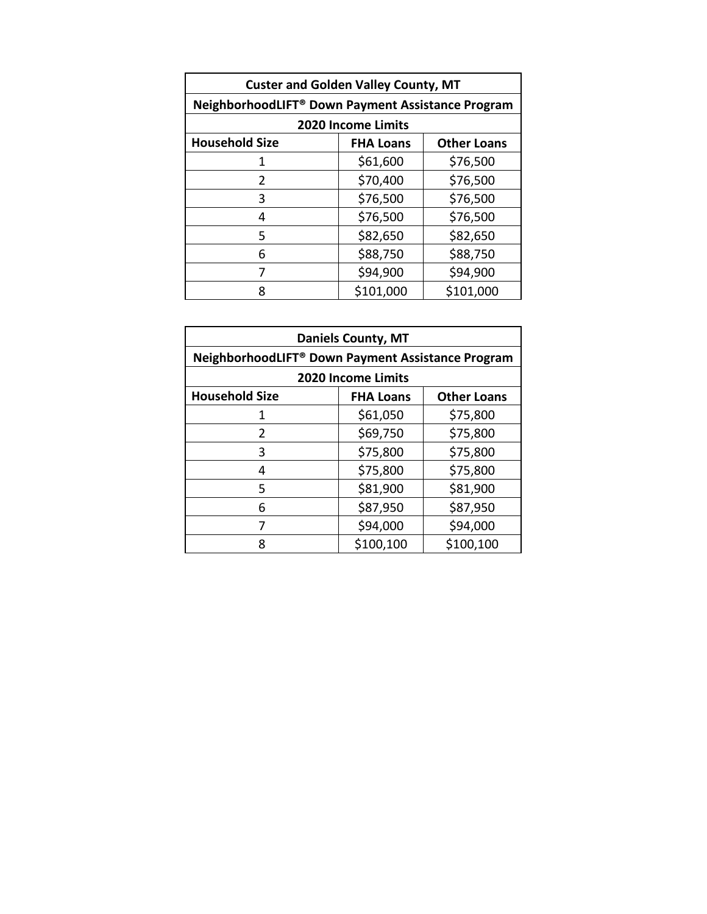| Custer and Golden Valley County, MT | | |
|---|---|---|
| NeighborhoodLIFT® Down Payment Assistance Program | | |
| 2020 Income Limits | | |
| **Household Size** | **FHA Loans** | **Other Loans** |
| 1 | $61,600 | $76,500 |
| 2 | $70,400 | $76,500 |
| 3 | $76,500 | $76,500 |
| 4 | $76,500 | $76,500 |
| 5 | $82,650 | $82,650 |
| 6 | $88,750 | $88,750 |
| 7 | $94,900 | $94,900 |
| 8 | $101,000 | $101,000 |

| Daniels County, MT | | |
|---|---|---|
| NeighborhoodLIFT® Down Payment Assistance Program | | |
| 2020 Income Limits | | |
| **Household Size** | **FHA Loans** | **Other Loans** |
| 1 | $61,050 | $75,800 |
| 2 | $69,750 | $75,800 |
| 3 | $75,800 | $75,800 |
| 4 | $75,800 | $75,800 |
| 5 | $81,900 | $81,900 |
| 6 | $87,950 | $87,950 |
| 7 | $94,000 | $94,000 |
| 8 | $100,100 | $100,100 |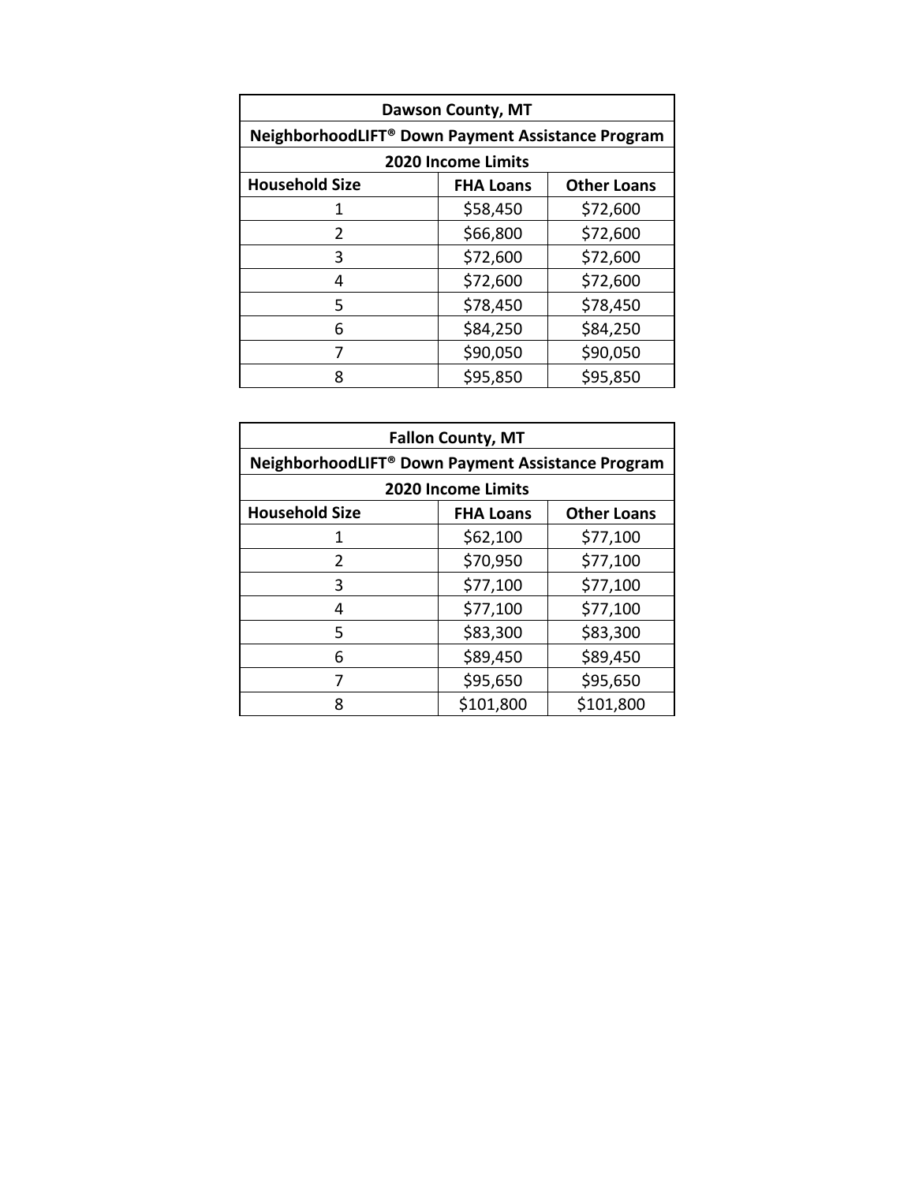| Dawson County, MT | | |
|---|---|---|
| NeighborhoodLIFT® Down Payment Assistance Program | | |
| 2020 Income Limits | | |
| **Household Size** | **FHA Loans** | **Other Loans** |
| 1 | $58,450 | $72,600 |
| 2 | $66,800 | $72,600 |
| 3 | $72,600 | $72,600 |
| 4 | $72,600 | $72,600 |
| 5 | $78,450 | $78,450 |
| 6 | $84,250 | $84,250 |
| 7 | $90,050 | $90,050 |
| 8 | $95,850 | $95,850 |

| Fallon County, MT | | |
|---|---|---|
| NeighborhoodLIFT® Down Payment Assistance Program | | |
| 2020 Income Limits | | |
| **Household Size** | **FHA Loans** | **Other Loans** |
| 1 | $62,100 | $77,100 |
| 2 | $70,950 | $77,100 |
| 3 | $77,100 | $77,100 |
| 4 | $77,100 | $77,100 |
| 5 | $83,300 | $83,300 |
| 6 | $89,450 | $89,450 |
| 7 | $95,650 | $95,650 |
| 8 | $101,800 | $101,800 |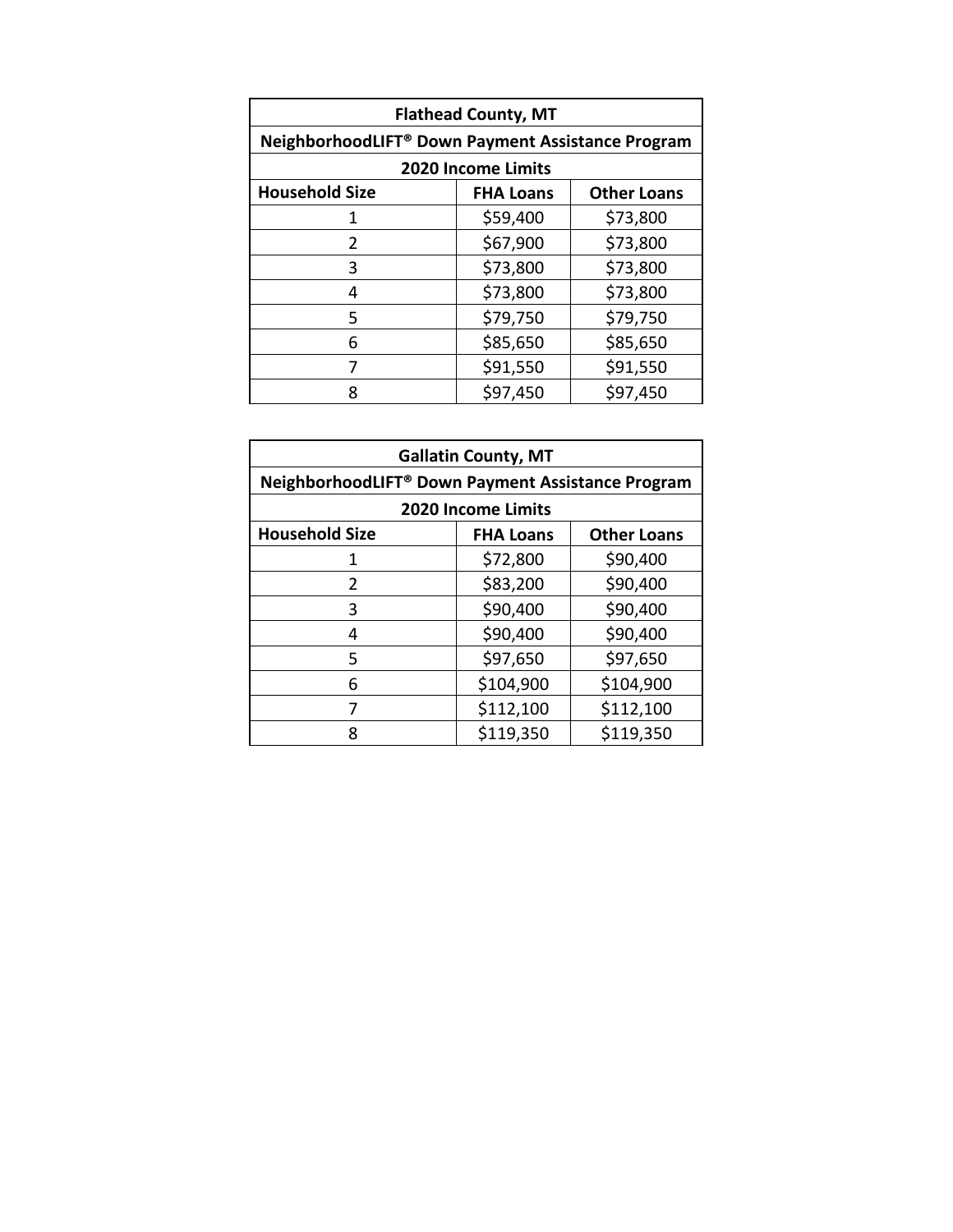| Flathead County, MT | | |
|---|---|---|
| NeighborhoodLIFT® Down Payment Assistance Program | | |
| 2020 Income Limits | | |
| Household Size | FHA Loans | Other Loans |
| 1 | $59,400 | $73,800 |
| 2 | $67,900 | $73,800 |
| 3 | $73,800 | $73,800 |
| 4 | $73,800 | $73,800 |
| 5 | $79,750 | $79,750 |
| 6 | $85,650 | $85,650 |
| 7 | $91,550 | $91,550 |
| 8 | $97,450 | $97,450 |

| Gallatin County, MT | | |
|---|---|---|
| NeighborhoodLIFT® Down Payment Assistance Program | | |
| 2020 Income Limits | | |
| Household Size | FHA Loans | Other Loans |
| 1 | $72,800 | $90,400 |
| 2 | $83,200 | $90,400 |
| 3 | $90,400 | $90,400 |
| 4 | $90,400 | $90,400 |
| 5 | $97,650 | $97,650 |
| 6 | $104,900 | $104,900 |
| 7 | $112,100 | $112,100 |
| 8 | $119,350 | $119,350 |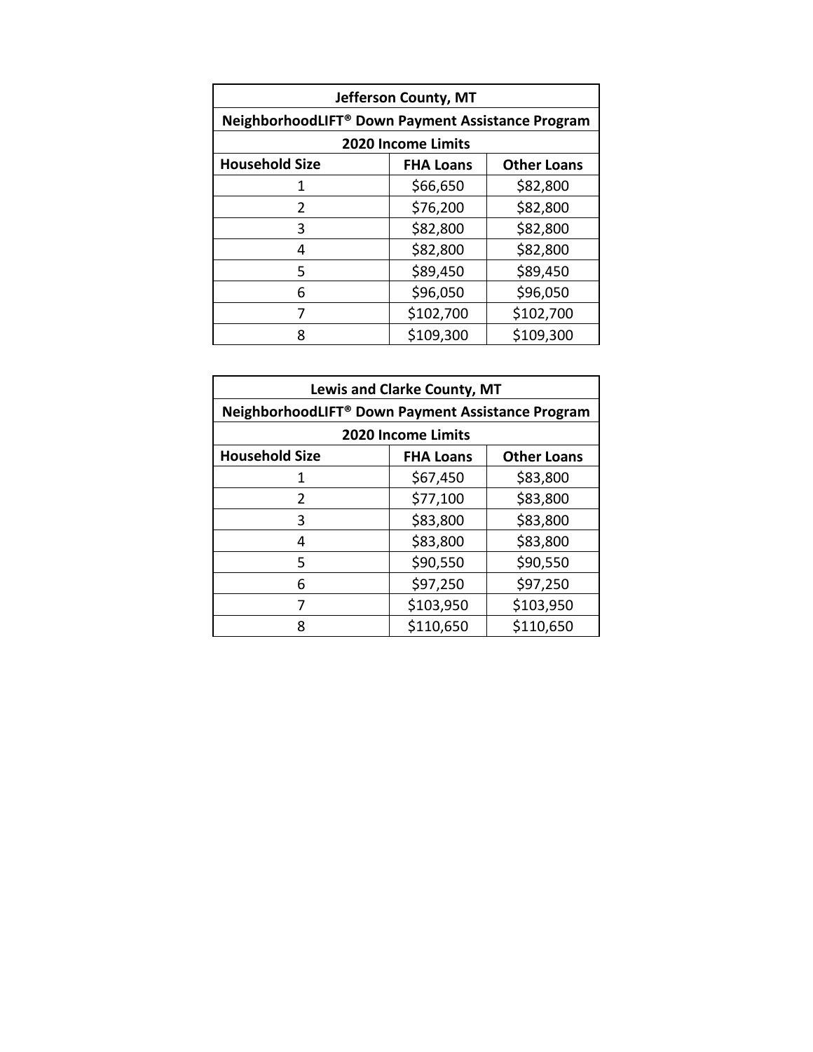| Jefferson County, MT | | |
|---|---|---|
| NeighborhoodLIFT® Down Payment Assistance Program | | |
| 2020 Income Limits | | |
| **Household Size** | **FHA Loans** | **Other Loans** |
| 1 | $66,650 | $82,800 |
| 2 | $76,200 | $82,800 |
| 3 | $82,800 | $82,800 |
| 4 | $82,800 | $82,800 |
| 5 | $89,450 | $89,450 |
| 6 | $96,050 | $96,050 |
| 7 | $102,700 | $102,700 |
| 8 | $109,300 | $109,300 |

| Lewis and Clarke County, MT | | |
|---|---|---|
| NeighborhoodLIFT® Down Payment Assistance Program | | |
| 2020 Income Limits | | |
| **Household Size** | **FHA Loans** | **Other Loans** |
| 1 | $67,450 | $83,800 |
| 2 | $77,100 | $83,800 |
| 3 | $83,800 | $83,800 |
| 4 | $83,800 | $83,800 |
| 5 | $90,550 | $90,550 |
| 6 | $97,250 | $97,250 |
| 7 | $103,950 | $103,950 |
| 8 | $110,650 | $110,650 |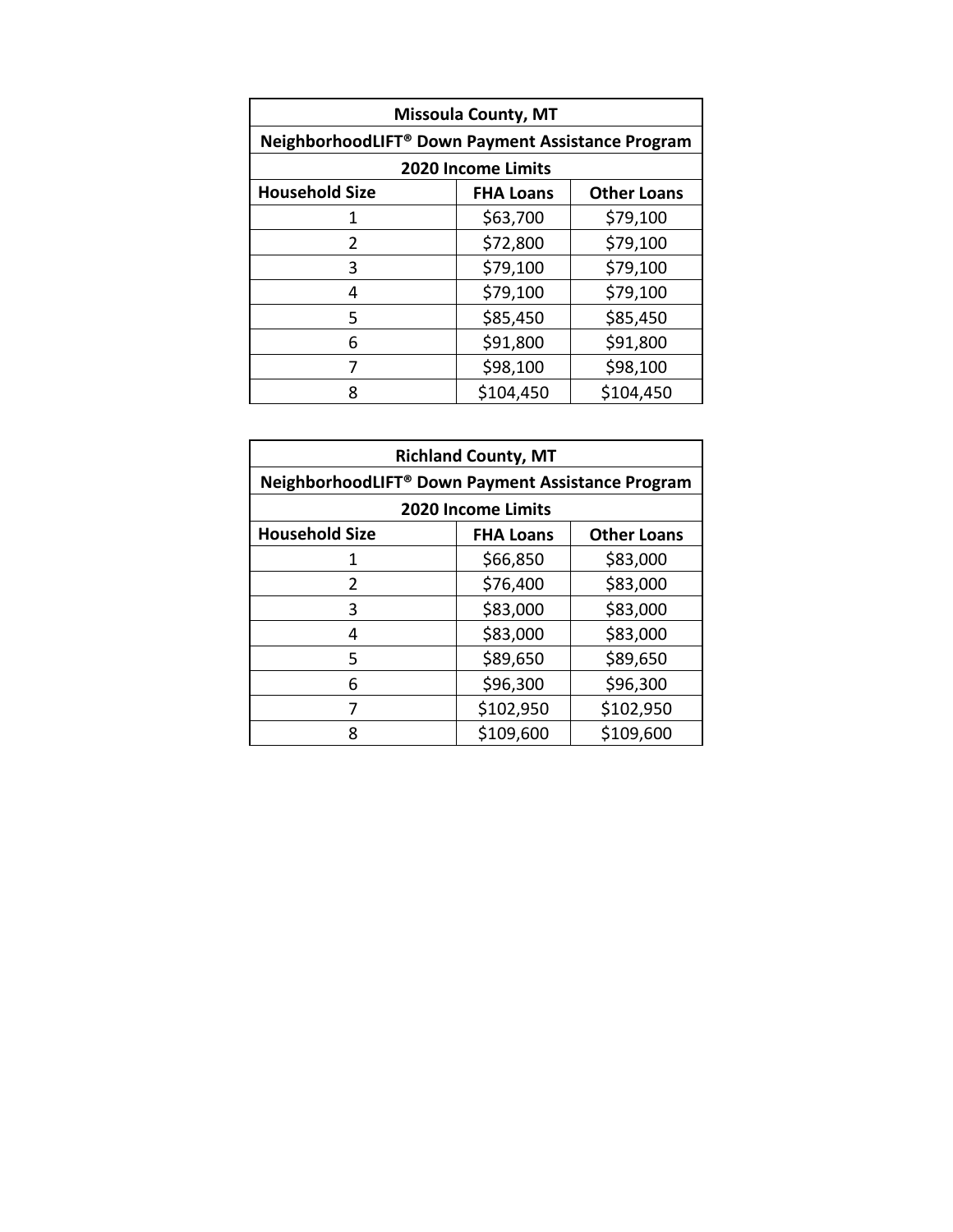| Missoula County, MT | | |
|---|---|---|
| NeighborhoodLIFT® Down Payment Assistance Program | | |
| 2020 Income Limits | | |
| **Household Size** | **FHA Loans** | **Other Loans** |
| 1 | $63,700 | $79,100 |
| 2 | $72,800 | $79,100 |
| 3 | $79,100 | $79,100 |
| 4 | $79,100 | $79,100 |
| 5 | $85,450 | $85,450 |
| 6 | $91,800 | $91,800 |
| 7 | $98,100 | $98,100 |
| 8 | $104,450 | $104,450 |

| Richland County, MT | | |
|---|---|---|
| NeighborhoodLIFT® Down Payment Assistance Program | | |
| 2020 Income Limits | | |
| **Household Size** | **FHA Loans** | **Other Loans** |
| 1 | $66,850 | $83,000 |
| 2 | $76,400 | $83,000 |
| 3 | $83,000 | $83,000 |
| 4 | $83,000 | $83,000 |
| 5 | $89,650 | $89,650 |
| 6 | $96,300 | $96,300 |
| 7 | $102,950 | $102,950 |
| 8 | $109,600 | $109,600 |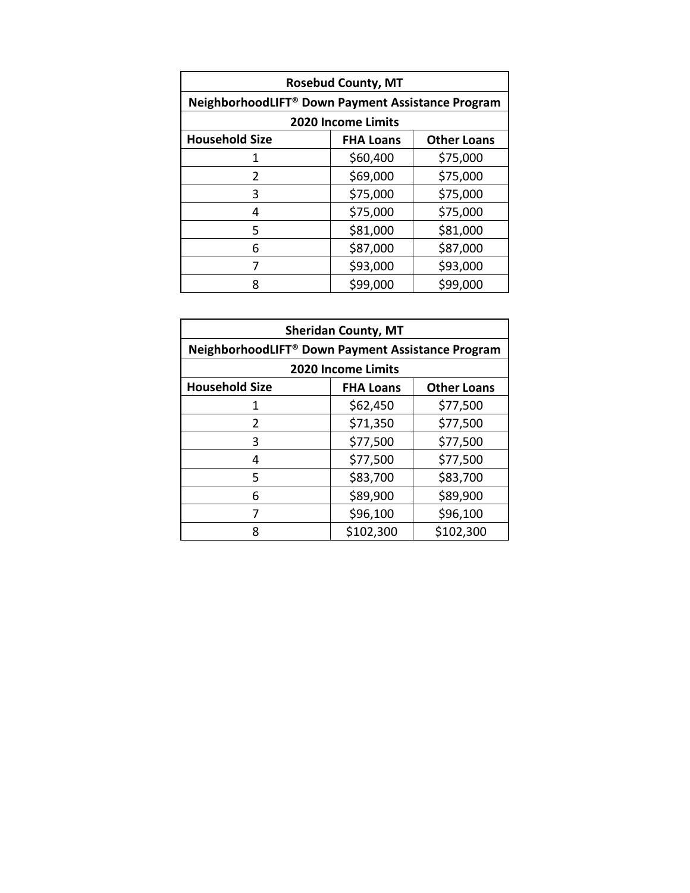| Rosebud County, MT | | |
|---|---|---|
| NeighborhoodLIFT® Down Payment Assistance Program | | |
| 2020 Income Limits | | |
| **Household Size** | **FHA Loans** | **Other Loans** |
| 1 | $60,400 | $75,000 |
| 2 | $69,000 | $75,000 |
| 3 | $75,000 | $75,000 |
| 4 | $75,000 | $75,000 |
| 5 | $81,000 | $81,000 |
| 6 | $87,000 | $87,000 |
| 7 | $93,000 | $93,000 |
| 8 | $99,000 | $99,000 |

| Sheridan County, MT | | |
|---|---|---|
| NeighborhoodLIFT® Down Payment Assistance Program | | |
| 2020 Income Limits | | |
| **Household Size** | **FHA Loans** | **Other Loans** |
| 1 | $62,450 | $77,500 |
| 2 | $71,350 | $77,500 |
| 3 | $77,500 | $77,500 |
| 4 | $77,500 | $77,500 |
| 5 | $83,700 | $83,700 |
| 6 | $89,900 | $89,900 |
| 7 | $96,100 | $96,100 |
| 8 | $102,300 | $102,300 |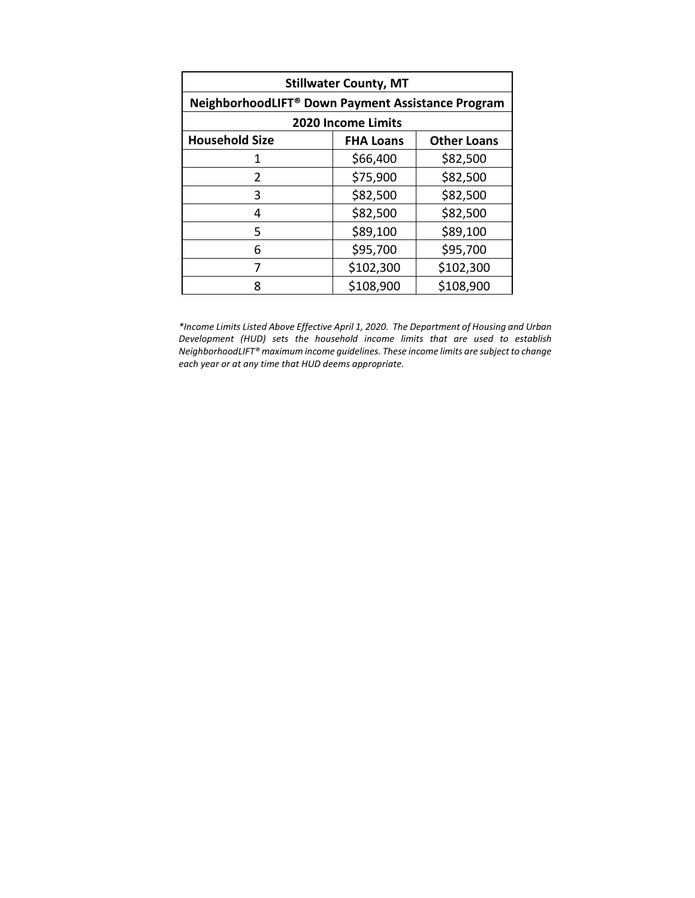| Stillwater County, MT | | |
|---|---|---|
| NeighborhoodLIFT® Down Payment Assistance Program | | |
| 2020 Income Limits | | |
| **Household Size** | **FHA Loans** | **Other Loans** |
| 1 | $66,400 | $82,500 |
| 2 | $75,900 | $82,500 |
| 3 | $82,500 | $82,500 |
| 4 | $82,500 | $82,500 |
| 5 | $89,100 | $89,100 |
| 6 | $95,700 | $95,700 |
| 7 | $102,300 | $102,300 |
| 8 | $108,900 | $108,900 |

**Stillwater County, MT**

*\*Income Limits Listed Above Effective April 1, 2020. The Department of Housing and Urban Development (HUD) sets the household income limits that are used to establish NeighborhoodLIFT® maximum income guidelines. These income limits are subject to change each year or at any time that HUD deems appropriate.*